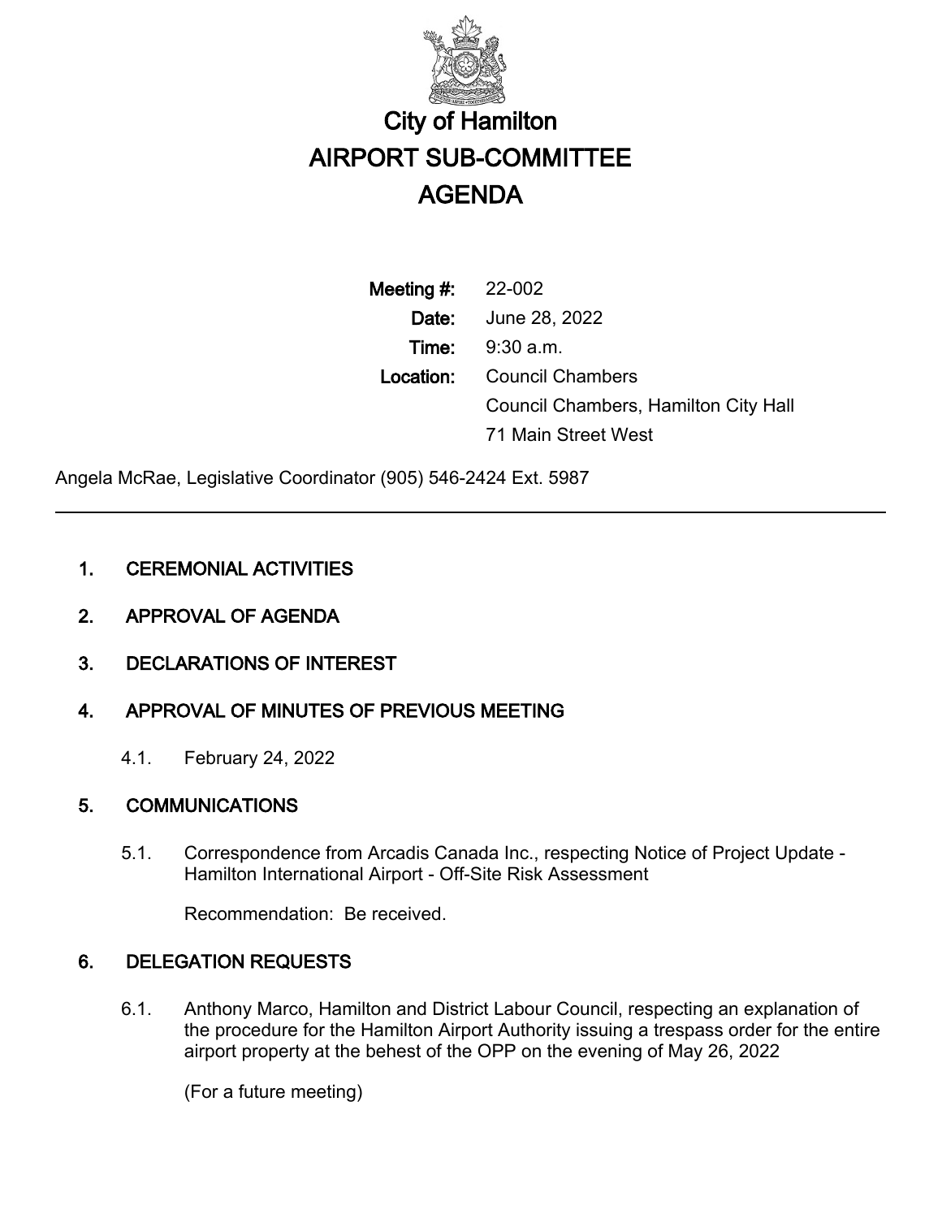# City of Hamilton
# AIRPORT SUB-COMMITTEE
# AGENDA

**Meeting #:** 22-002
**Date:** June 28, 2022
**Time:** 9:30 a.m.
**Location:** Council Chambers
Council Chambers, Hamilton City Hall
71 Main Street West

Angela McRae, Legislative Coordinator (905) 546-2424 Ext. 5987

---

## 1. CEREMONIAL ACTIVITIES

## 2. APPROVAL OF AGENDA

## 3. DECLARATIONS OF INTEREST

## 4. APPROVAL OF MINUTES OF PREVIOUS MEETING

4.1. February 24, 2022

## 5. COMMUNICATIONS

5.1. Correspondence from Arcadis Canada Inc., respecting Notice of Project Update - Hamilton International Airport - Off-Site Risk Assessment

Recommendation: Be received.

## 6. DELEGATION REQUESTS

6.1. Anthony Marco, Hamilton and District Labour Council, respecting an explanation of the procedure for the Hamilton Airport Authority issuing a trespass order for the entire airport property at the behest of the OPP on the evening of May 26, 2022

(For a future meeting)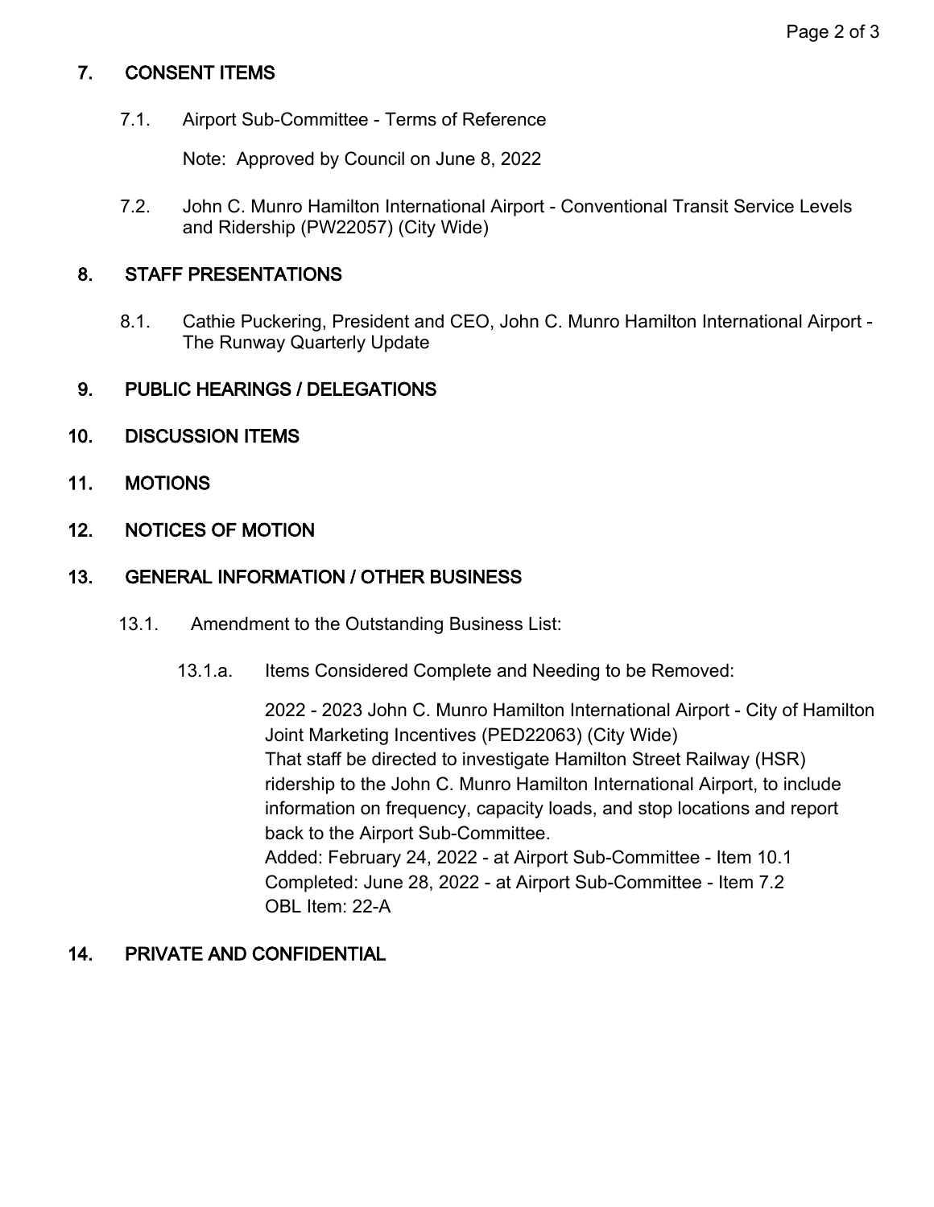## 7. CONSENT ITEMS

7.1. Airport Sub-Committee - Terms of Reference

Note: Approved by Council on June 8, 2022

7.2. John C. Munro Hamilton International Airport - Conventional Transit Service Levels and Ridership (PW22057) (City Wide)

## 8. STAFF PRESENTATIONS

8.1. Cathie Puckering, President and CEO, John C. Munro Hamilton International Airport - The Runway Quarterly Update

## 9. PUBLIC HEARINGS / DELEGATIONS

## 10. DISCUSSION ITEMS

## 11. MOTIONS

## 12. NOTICES OF MOTION

## 13. GENERAL INFORMATION / OTHER BUSINESS

13.1. Amendment to the Outstanding Business List:

13.1.a. Items Considered Complete and Needing to be Removed:

2022 - 2023 John C. Munro Hamilton International Airport - City of Hamilton Joint Marketing Incentives (PED22063) (City Wide)
That staff be directed to investigate Hamilton Street Railway (HSR) ridership to the John C. Munro Hamilton International Airport, to include information on frequency, capacity loads, and stop locations and report back to the Airport Sub-Committee.
Added: February 24, 2022 - at Airport Sub-Committee - Item 10.1
Completed: June 28, 2022 - at Airport Sub-Committee - Item 7.2
OBL Item: 22-A

## 14. PRIVATE AND CONFIDENTIAL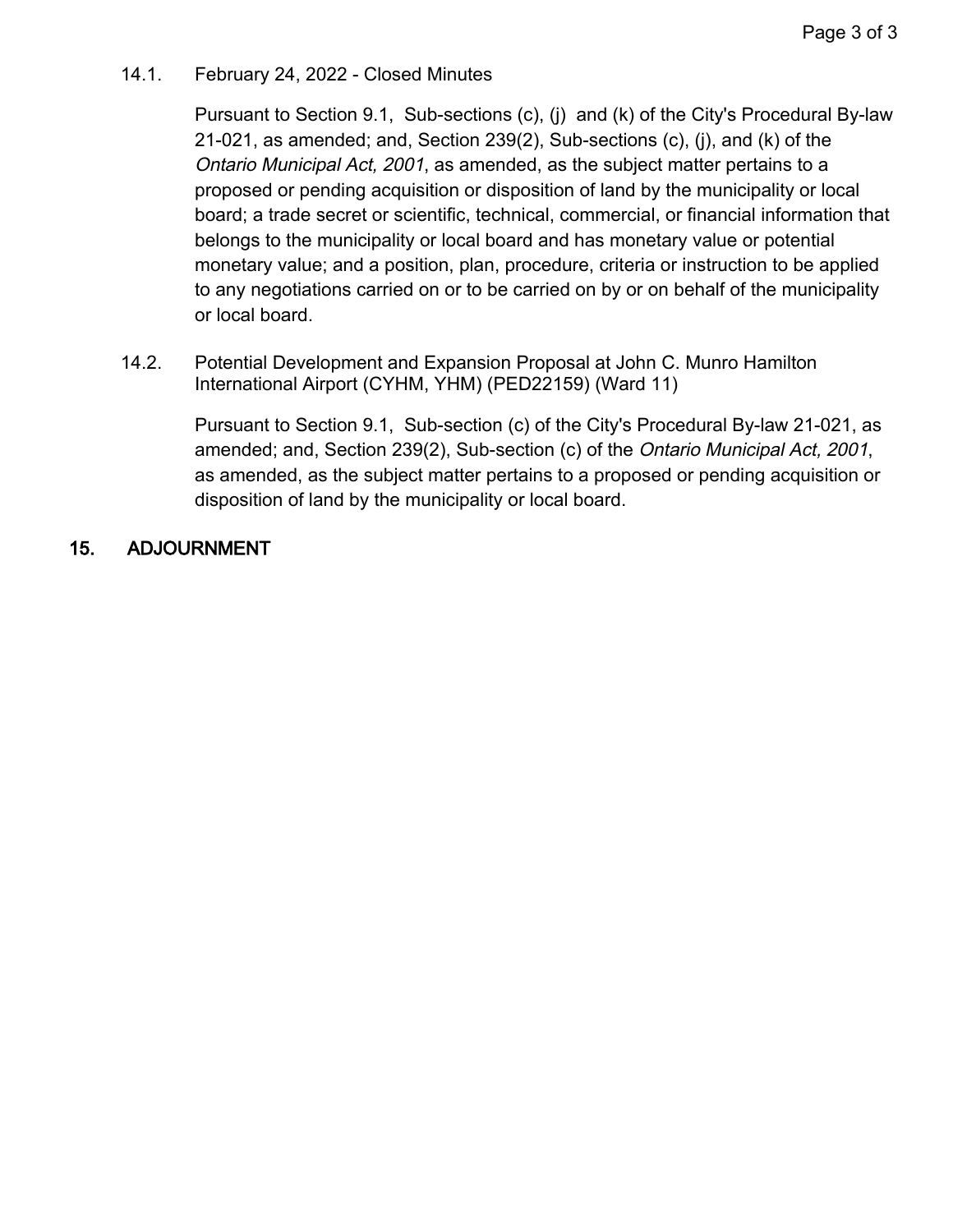14.1. February 24, 2022 - Closed Minutes

Pursuant to Section 9.1, Sub-sections (c), (j) and (k) of the City's Procedural By-law 21-021, as amended; and, Section 239(2), Sub-sections (c), (j), and (k) of the *Ontario Municipal Act, 2001*, as amended, as the subject matter pertains to a proposed or pending acquisition or disposition of land by the municipality or local board; a trade secret or scientific, technical, commercial, or financial information that belongs to the municipality or local board and has monetary value or potential monetary value; and a position, plan, procedure, criteria or instruction to be applied to any negotiations carried on or to be carried on by or on behalf of the municipality or local board.

14.2. Potential Development and Expansion Proposal at John C. Munro Hamilton International Airport (CYHM, YHM) (PED22159) (Ward 11)

Pursuant to Section 9.1, Sub-section (c) of the City's Procedural By-law 21-021, as amended; and, Section 239(2), Sub-section (c) of the *Ontario Municipal Act, 2001*, as amended, as the subject matter pertains to a proposed or pending acquisition or disposition of land by the municipality or local board.

## 15. ADJOURNMENT